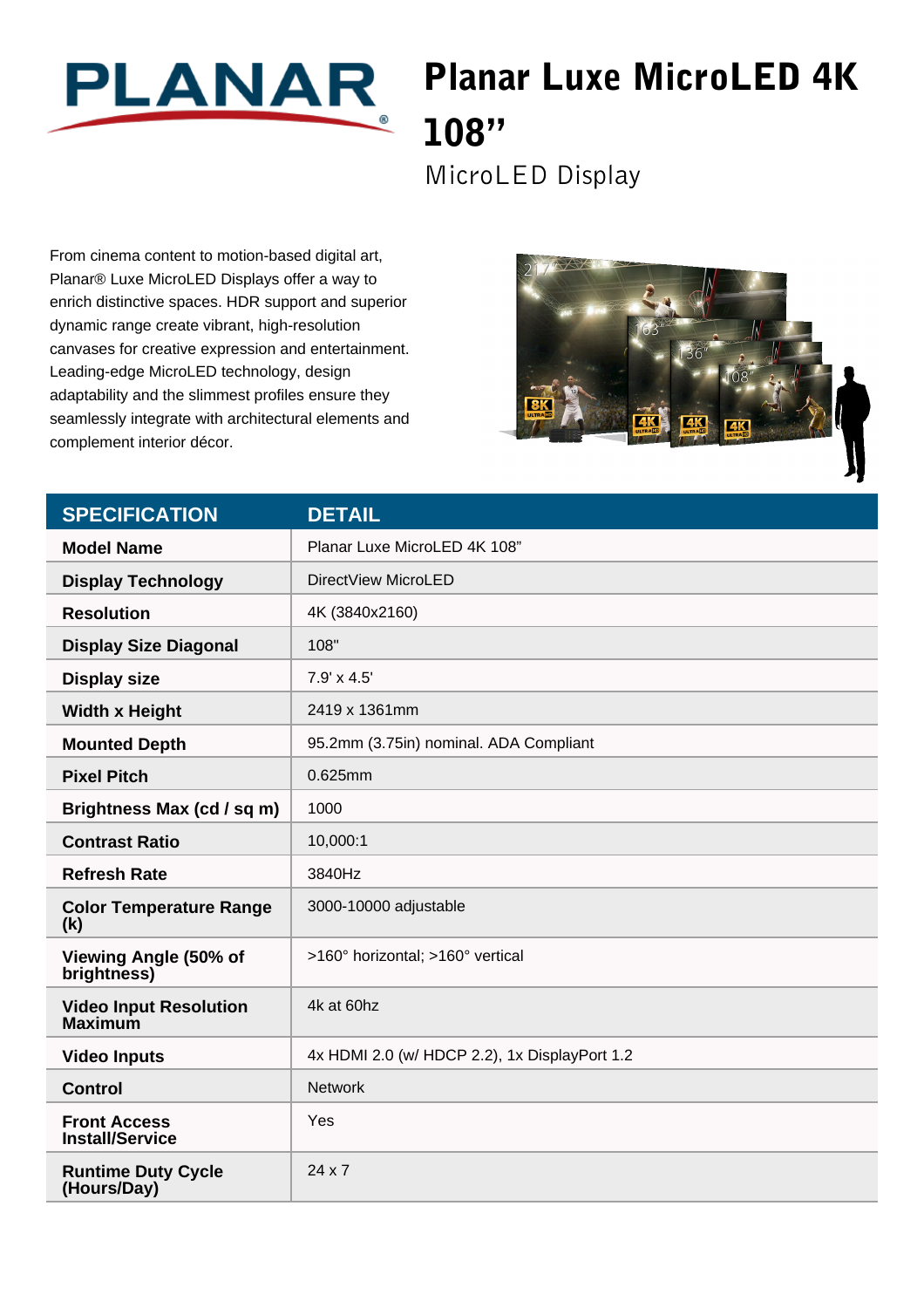PLANAR

# Planar Luxe MicroLED 4K 108"

MicroLED Display

From cinema content to motion-based digital art, Planar® Luxe MicroLED Displays offer a way to enrich distinctive spaces. HDR support and superior dynamic range create vibrant, high-resolution canvases for creative expression and entertainment. Leading-edge MicroLED technology, design adaptability and the slimmest profiles ensure they seamlessly integrate with architectural elements and complement interior décor.

| SPECIFICATION | DETAIL |
|---|---|
| **Model Name** | Planar Luxe MicroLED 4K 108" |
| **Display Technology** | DirectView MicroLED |
| **Resolution** | 4K (3840x2160) |
| **Display Size Diagonal** | 108" |
| **Display size** | 7.9' x 4.5' |
| **Width x Height** | 2419 x 1361mm |
| **Mounted Depth** | 95.2mm (3.75in) nominal. ADA Compliant |
| **Pixel Pitch** | 0.625mm |
| **Brightness Max (cd / sq m)** | 1000 |
| **Contrast Ratio** | 10,000:1 |
| **Refresh Rate** | 3840Hz |
| **Color Temperature Range (k)** | 3000-10000 adjustable |
| **Viewing Angle (50% of brightness)** | >160° horizontal; >160° vertical |
| **Video Input Resolution Maximum** | 4k at 60hz |
| **Video Inputs** | 4x HDMI 2.0 (w/ HDCP 2.2), 1x DisplayPort 1.2 |
| **Control** | Network |
| **Front Access Install/Service** | Yes |
| **Runtime Duty Cycle (Hours/Day)** | 24 x 7 |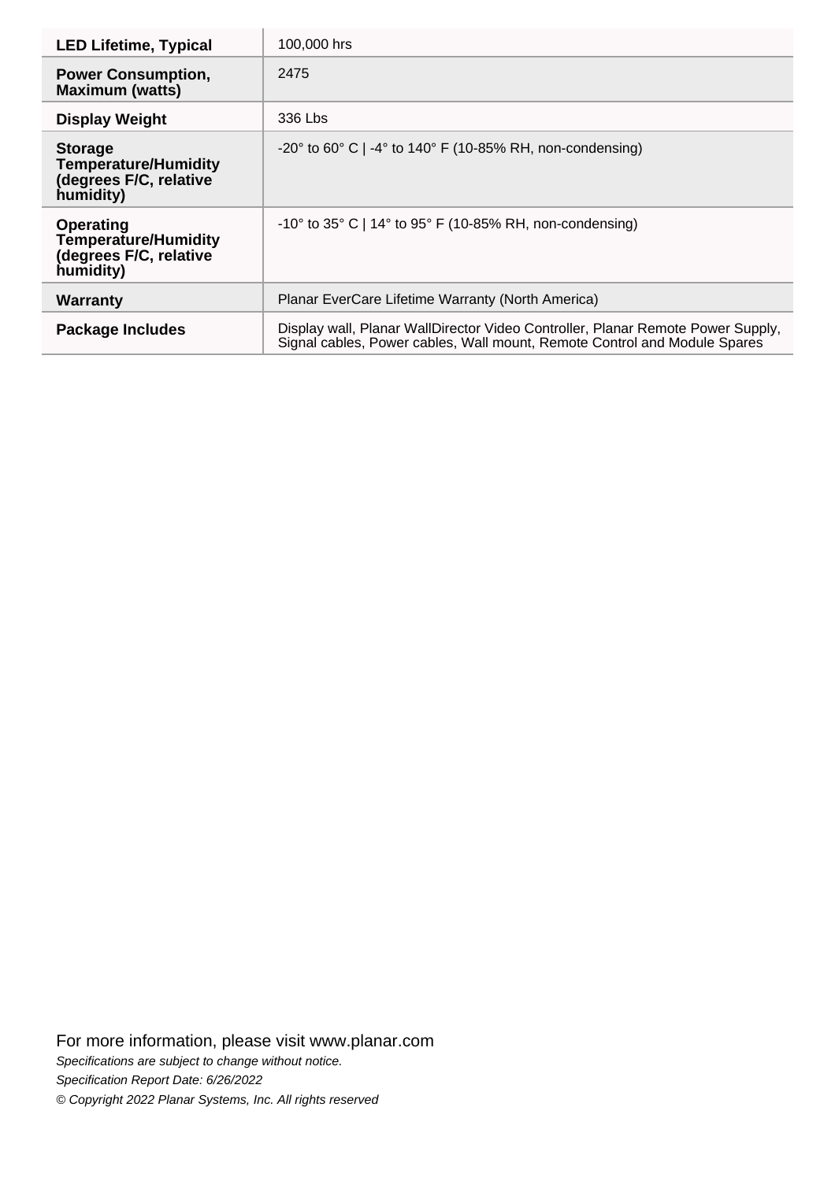| | |
|---|---|
| **LED Lifetime, Typical** | 100,000 hrs |
| **Power Consumption, Maximum (watts)** | 2475 |
| **Display Weight** | 336 Lbs |
| **Storage Temperature/Humidity (degrees F/C, relative humidity)** | -20° to 60° C \| -4° to 140° F (10-85% RH, non-condensing) |
| **Operating Temperature/Humidity (degrees F/C, relative humidity)** | -10° to 35° C \| 14° to 95° F (10-85% RH, non-condensing) |
| **Warranty** | Planar EverCare Lifetime Warranty (North America) |
| **Package Includes** | Display wall, Planar WallDirector Video Controller, Planar Remote Power Supply, Signal cables, Power cables, Wall mount, Remote Control and Module Spares |

For more information, please visit www.planar.com

*Specifications are subject to change without notice.*

*Specification Report Date: 6/26/2022*

*© Copyright 2022 Planar Systems, Inc. All rights reserved*